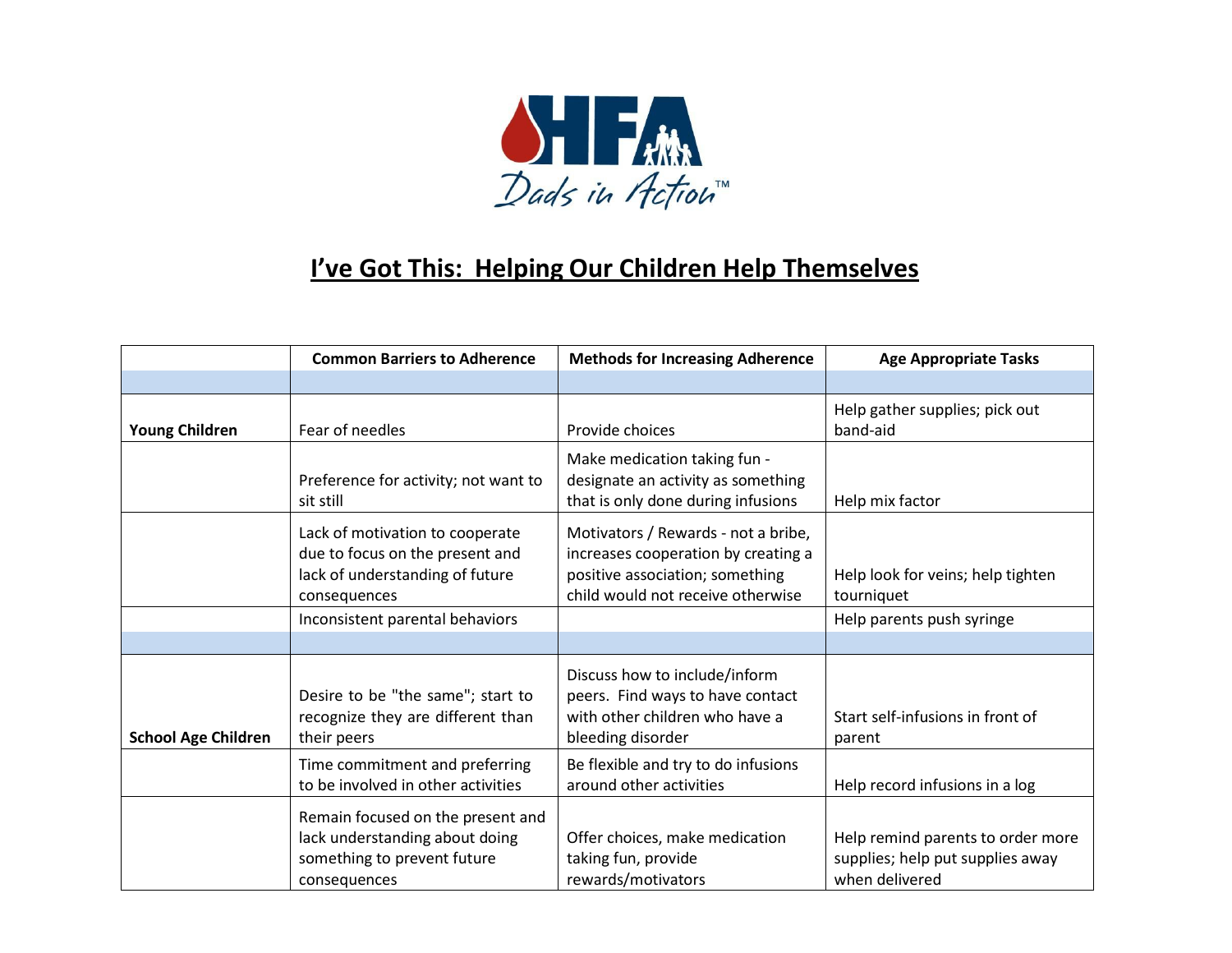HFA Dads in Action™

# I've Got This: Helping Our Children Help Themselves

| | Common Barriers to Adherence | Methods for Increasing Adherence | Age Appropriate Tasks |
|---|---|---|---|
| | | | |
| **Young Children** | Fear of needles | Provide choices | Help gather supplies; pick out band-aid |
| | Preference for activity; not want to sit still | Make medication taking fun - designate an activity as something that is only done during infusions | Help mix factor |
| | Lack of motivation to cooperate due to focus on the present and lack of understanding of future consequences | Motivators / Rewards - not a bribe, increases cooperation by creating a positive association; something child would not receive otherwise | Help look for veins; help tighten tourniquet |
| | Inconsistent parental behaviors | | Help parents push syringe |
| | | | |
| **School Age Children** | Desire to be "the same"; start to recognize they are different than their peers | Discuss how to include/inform peers. Find ways to have contact with other children who have a bleeding disorder | Start self-infusions in front of parent |
| | Time commitment and preferring to be involved in other activities | Be flexible and try to do infusions around other activities | Help record infusions in a log |
| | Remain focused on the present and lack understanding about doing something to prevent future consequences | Offer choices, make medication taking fun, provide rewards/motivators | Help remind parents to order more supplies; help put supplies away when delivered |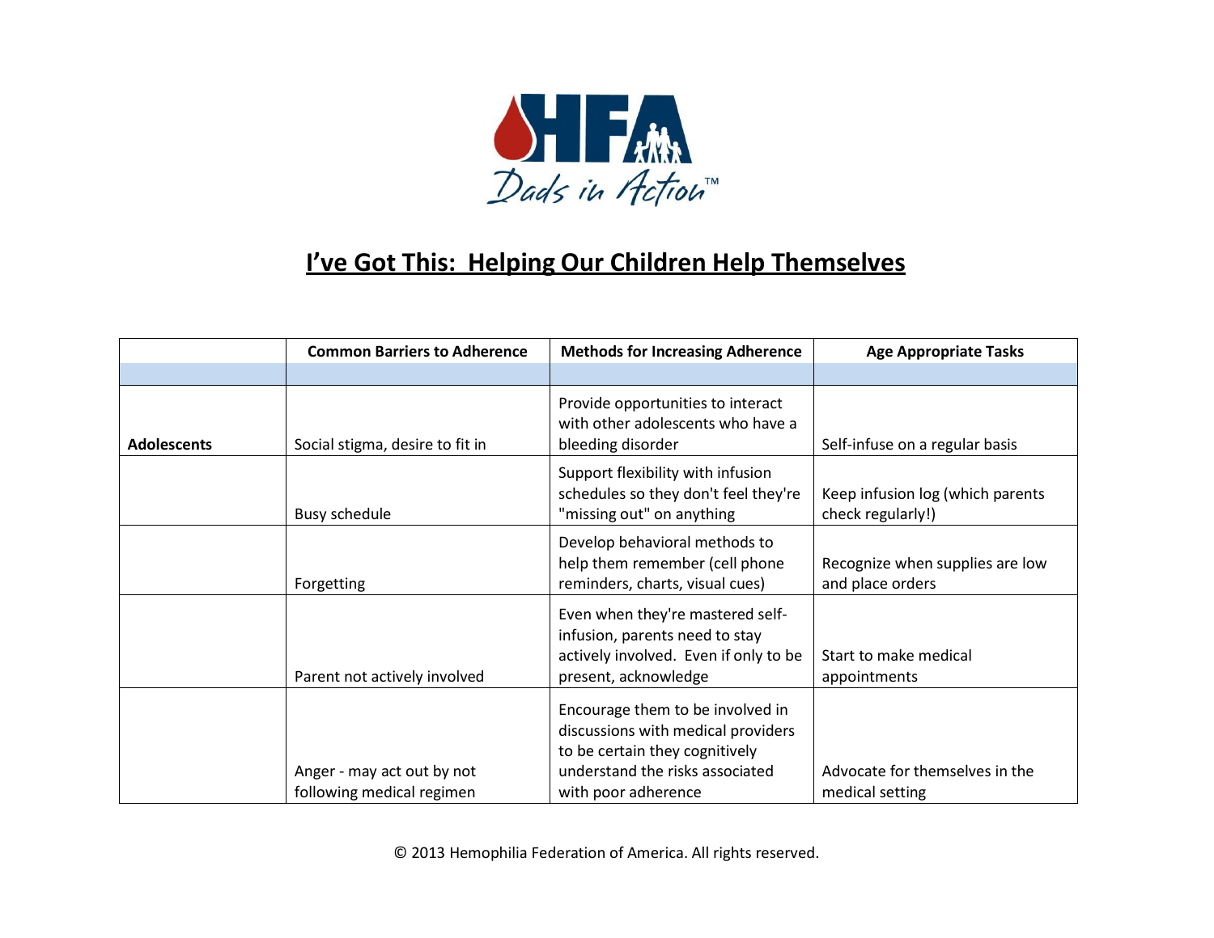# I've Got This: Helping Our Children Help Themselves

| | Common Barriers to Adherence | Methods for Increasing Adherence | Age Appropriate Tasks |
|---|---|---|---|
| | | | |
| **Adolescents** | Social stigma, desire to fit in | Provide opportunities to interact with other adolescents who have a bleeding disorder | Self-infuse on a regular basis |
| | Busy schedule | Support flexibility with infusion schedules so they don't feel they're "missing out" on anything | Keep infusion log (which parents check regularly!) |
| | Forgetting | Develop behavioral methods to help them remember (cell phone reminders, charts, visual cues) | Recognize when supplies are low and place orders |
| | Parent not actively involved | Even when they're mastered self-infusion, parents need to stay actively involved. Even if only to be present, acknowledge | Start to make medical appointments |
| | Anger - may act out by not following medical regimen | Encourage them to be involved in discussions with medical providers to be certain they cognitively understand the risks associated with poor adherence | Advocate for themselves in the medical setting |

© 2013 Hemophilia Federation of America. All rights reserved.